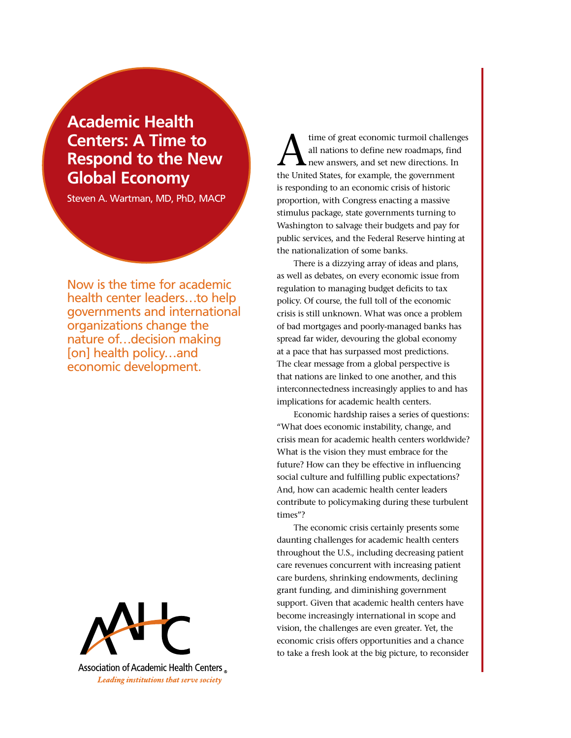# Academic Health Centers: A Time to Respond to the New Global Economy

Steven A. Wartman, MD, PhD, MACP

*Now is the time for academic health center leaders…to help governments and international organizations change the nature of…decision making [on] health policy…and economic development.*

A time of great economic turmoil challenges all nations to define new roadmaps, find new answers, and set new directions. In the United States, for example, the government is responding to an economic crisis of historic proportion, with Congress enacting a massive stimulus package, state governments turning to Washington to salvage their budgets and pay for public services, and the Federal Reserve hinting at the nationalization of some banks.

There is a dizzying array of ideas and plans, as well as debates, on every economic issue from regulation to managing budget deficits to tax policy. Of course, the full toll of the economic crisis is still unknown. What was once a problem of bad mortgages and poorly-managed banks has spread far wider, devouring the global economy at a pace that has surpassed most predictions. The clear message from a global perspective is that nations are linked to one another, and this interconnectedness increasingly applies to and has implications for academic health centers.

Economic hardship raises a series of questions: "What does economic instability, change, and crisis mean for academic health centers worldwide? What is the vision they must embrace for the future? How can they be effective in influencing social culture and fulfilling public expectations? And, how can academic health center leaders contribute to policymaking during these turbulent times"?

The economic crisis certainly presents some daunting challenges for academic health centers throughout the U.S., including decreasing patient care revenues concurrent with increasing patient care burdens, shrinking endowments, declining grant funding, and diminishing government support. Given that academic health centers have become increasingly international in scope and vision, the challenges are even greater. Yet, the economic crisis offers opportunities and a chance to take a fresh look at the big picture, to reconsider

Association of Academic Health Centers®
*Leading institutions that serve society*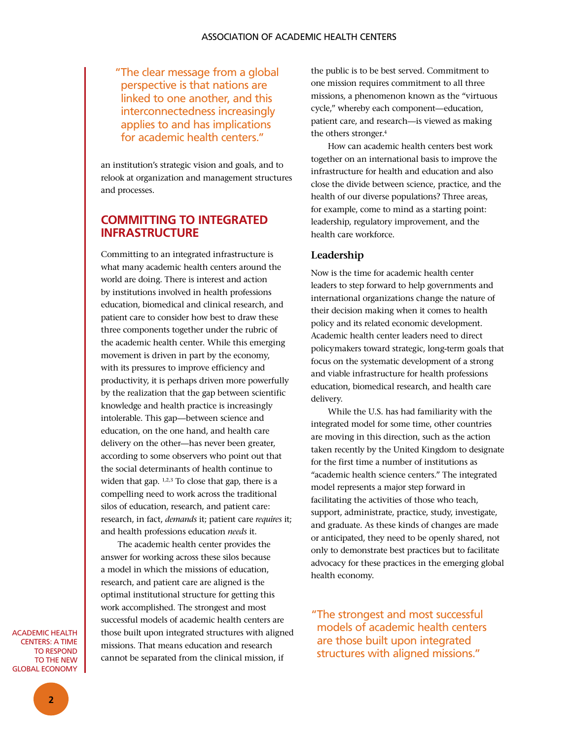"The clear message from a global perspective is that nations are linked to one another, and this interconnectedness increasingly applies to and has implications for academic health centers."

an institution's strategic vision and goals, and to relook at organization and management structures and processes.

## COMMITTING TO INTEGRATED INFRASTRUCTURE

Committing to an integrated infrastructure is what many academic health centers around the world are doing. There is interest and action by institutions involved in health professions education, biomedical and clinical research, and patient care to consider how best to draw these three components together under the rubric of the academic health center. While this emerging movement is driven in part by the economy, with its pressures to improve efficiency and productivity, it is perhaps driven more powerfully by the realization that the gap between scientific knowledge and health practice is increasingly intolerable. This gap—between science and education, on the one hand, and health care delivery on the other—has never been greater, according to some observers who point out that the social determinants of health continue to widen that gap. [1,2,3] To close that gap, there is a compelling need to work across the traditional silos of education, research, and patient care: research, in fact, *demands* it; patient care *requires* it; and health professions education *needs* it.

The academic health center provides the answer for working across these silos because a model in which the missions of education, research, and patient care are aligned is the optimal institutional structure for getting this work accomplished. The strongest and most successful models of academic health centers are those built upon integrated structures with aligned missions. That means education and research cannot be separated from the clinical mission, if the public is to be best served. Commitment to one mission requires commitment to all three missions, a phenomenon known as the "virtuous cycle," whereby each component—education, patient care, and research—is viewed as making the others stronger.[4]

How can academic health centers best work together on an international basis to improve the infrastructure for health and education and also close the divide between science, practice, and the health of our diverse populations? Three areas, for example, come to mind as a starting point: leadership, regulatory improvement, and the health care workforce.

### Leadership

Now is the time for academic health center leaders to step forward to help governments and international organizations change the nature of their decision making when it comes to health policy and its related economic development. Academic health center leaders need to direct policymakers toward strategic, long-term goals that focus on the systematic development of a strong and viable infrastructure for health professions education, biomedical research, and health care delivery.

While the U.S. has had familiarity with the integrated model for some time, other countries are moving in this direction, such as the action taken recently by the United Kingdom to designate for the first time a number of institutions as "academic health science centers." The integrated model represents a major step forward in facilitating the activities of those who teach, support, administrate, practice, study, investigate, and graduate. As these kinds of changes are made or anticipated, they need to be openly shared, not only to demonstrate best practices but to facilitate advocacy for these practices in the emerging global health economy.

"The strongest and most successful models of academic health centers are those built upon integrated structures with aligned missions."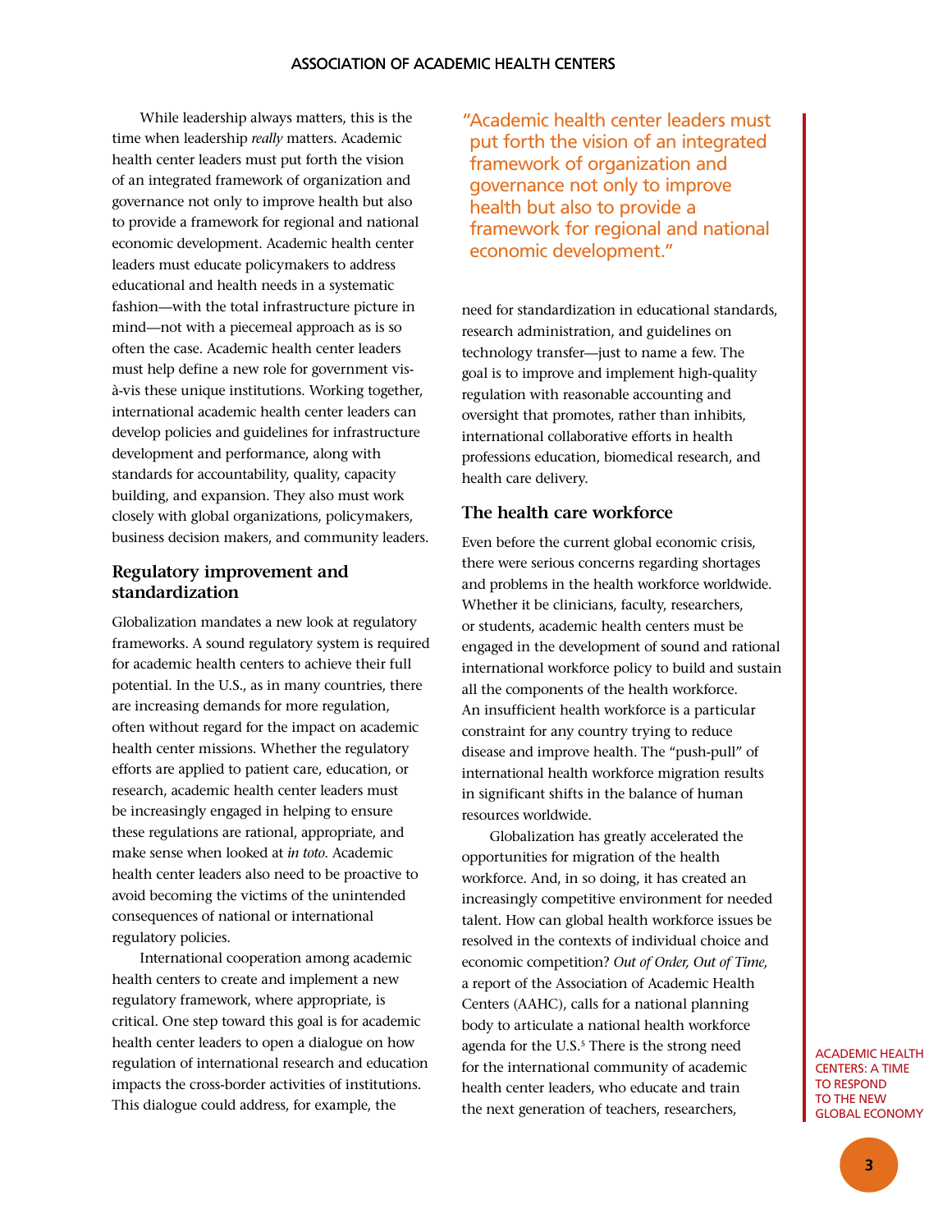While leadership always matters, this is the time when leadership *really* matters. Academic health center leaders must put forth the vision of an integrated framework of organization and governance not only to improve health but also to provide a framework for regional and national economic development. Academic health center leaders must educate policymakers to address educational and health needs in a systematic fashion—with the total infrastructure picture in mind—not with a piecemeal approach as is so often the case. Academic health center leaders must help define a new role for government vis-à-vis these unique institutions. Working together, international academic health center leaders can develop policies and guidelines for infrastructure development and performance, along with standards for accountability, quality, capacity building, and expansion. They also must work closely with global organizations, policymakers, business decision makers, and community leaders.

> "Academic health center leaders must put forth the vision of an integrated framework of organization and governance not only to improve health but also to provide a framework for regional and national economic development."

## Regulatory improvement and standardization

Globalization mandates a new look at regulatory frameworks. A sound regulatory system is required for academic health centers to achieve their full potential. In the U.S., as in many countries, there are increasing demands for more regulation, often without regard for the impact on academic health center missions. Whether the regulatory efforts are applied to patient care, education, or research, academic health center leaders must be increasingly engaged in helping to ensure these regulations are rational, appropriate, and make sense when looked at *in toto*. Academic health center leaders also need to be proactive to avoid becoming the victims of the unintended consequences of national or international regulatory policies.

International cooperation among academic health centers to create and implement a new regulatory framework, where appropriate, is critical. One step toward this goal is for academic health center leaders to open a dialogue on how regulation of international research and education impacts the cross-border activities of institutions. This dialogue could address, for example, the need for standardization in educational standards, research administration, and guidelines on technology transfer—just to name a few. The goal is to improve and implement high-quality regulation with reasonable accounting and oversight that promotes, rather than inhibits, international collaborative efforts in health professions education, biomedical research, and health care delivery.

## The health care workforce

Even before the current global economic crisis, there were serious concerns regarding shortages and problems in the health workforce worldwide. Whether it be clinicians, faculty, researchers, or students, academic health centers must be engaged in the development of sound and rational international workforce policy to build and sustain all the components of the health workforce. An insufficient health workforce is a particular constraint for any country trying to reduce disease and improve health. The "push-pull" of international health workforce migration results in significant shifts in the balance of human resources worldwide.

Globalization has greatly accelerated the opportunities for migration of the health workforce. And, in so doing, it has created an increasingly competitive environment for needed talent. How can global health workforce issues be resolved in the contexts of individual choice and economic competition? *Out of Order, Out of Time,* a report of the Association of Academic Health Centers (AAHC), calls for a national planning body to articulate a national health workforce agenda for the U.S.[5] There is the strong need for the international community of academic health center leaders, who educate and train the next generation of teachers, researchers,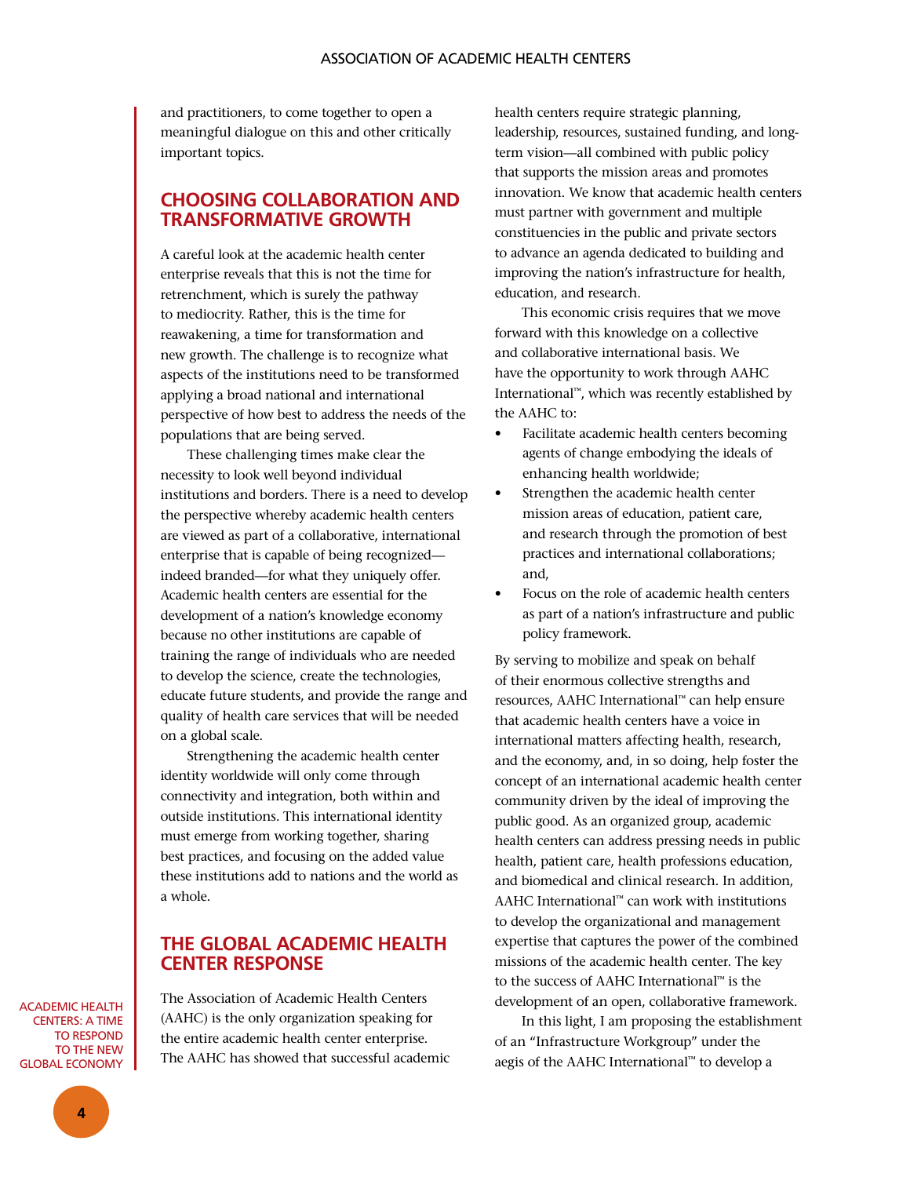and practitioners, to come together to open a meaningful dialogue on this and other critically important topics.

## CHOOSING COLLABORATION AND TRANSFORMATIVE GROWTH

A careful look at the academic health center enterprise reveals that this is not the time for retrenchment, which is surely the pathway to mediocrity. Rather, this is the time for reawakening, a time for transformation and new growth. The challenge is to recognize what aspects of the institutions need to be transformed applying a broad national and international perspective of how best to address the needs of the populations that are being served.

These challenging times make clear the necessity to look well beyond individual institutions and borders. There is a need to develop the perspective whereby academic health centers are viewed as part of a collaborative, international enterprise that is capable of being recognized—indeed branded—for what they uniquely offer. Academic health centers are essential for the development of a nation's knowledge economy because no other institutions are capable of training the range of individuals who are needed to develop the science, create the technologies, educate future students, and provide the range and quality of health care services that will be needed on a global scale.

Strengthening the academic health center identity worldwide will only come through connectivity and integration, both within and outside institutions. This international identity must emerge from working together, sharing best practices, and focusing on the added value these institutions add to nations and the world as a whole.

## THE GLOBAL ACADEMIC HEALTH CENTER RESPONSE

The Association of Academic Health Centers (AAHC) is the only organization speaking for the entire academic health center enterprise. The AAHC has showed that successful academic health centers require strategic planning, leadership, resources, sustained funding, and long-term vision—all combined with public policy that supports the mission areas and promotes innovation. We know that academic health centers must partner with government and multiple constituencies in the public and private sectors to advance an agenda dedicated to building and improving the nation's infrastructure for health, education, and research.

This economic crisis requires that we move forward with this knowledge on a collective and collaborative international basis. We have the opportunity to work through AAHC International™, which was recently established by the AAHC to:

- Facilitate academic health centers becoming agents of change embodying the ideals of enhancing health worldwide;
- Strengthen the academic health center mission areas of education, patient care, and research through the promotion of best practices and international collaborations; and,
- Focus on the role of academic health centers as part of a nation's infrastructure and public policy framework.

By serving to mobilize and speak on behalf of their enormous collective strengths and resources, AAHC International™ can help ensure that academic health centers have a voice in international matters affecting health, research, and the economy, and, in so doing, help foster the concept of an international academic health center community driven by the ideal of improving the public good. As an organized group, academic health centers can address pressing needs in public health, patient care, health professions education, and biomedical and clinical research. In addition, AAHC International™ can work with institutions to develop the organizational and management expertise that captures the power of the combined missions of the academic health center. The key to the success of AAHC International™ is the development of an open, collaborative framework.

In this light, I am proposing the establishment of an "Infrastructure Workgroup" under the aegis of the AAHC International™ to develop a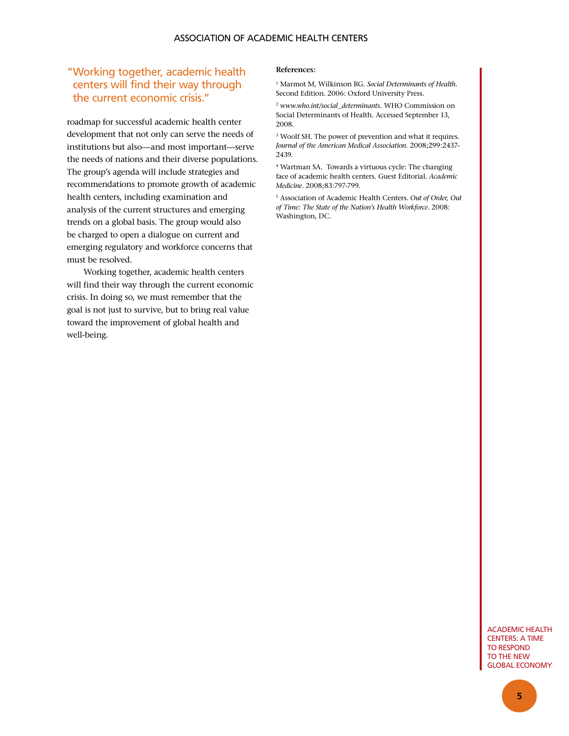> "Working together, academic health centers will find their way through the current economic crisis."

roadmap for successful academic health center development that not only can serve the needs of institutions but also—and most important—serve the needs of nations and their diverse populations. The group's agenda will include strategies and recommendations to promote growth of academic health centers, including examination and analysis of the current structures and emerging trends on a global basis. The group would also be charged to open a dialogue on current and emerging regulatory and workforce concerns that must be resolved.

Working together, academic health centers will find their way through the current economic crisis. In doing so, we must remember that the goal is not just to survive, but to bring real value toward the improvement of global health and well-being.

**References:**

[1] Marmot M, Wilkinson RG. *Social Determinants of Health*. Second Edition. 2006: Oxford University Press.

[2] *www.who.int/social_determinants*. WHO Commission on Social Determinants of Health. Accessed September 13, 2008.

[3] Woolf SH. The power of prevention and what it requires. *Journal of the American Medical Association*. 2008;299:2437-2439.

[4] Wartman SA. Towards a virtuous cycle: The changing face of academic health centers. Guest Editorial. *Academic Medicine*. 2008;83:797-799.

[5] Association of Academic Health Centers. *Out of Order, Out of Time: The State of the Nation's Health Workforce*. 2008: Washington, DC.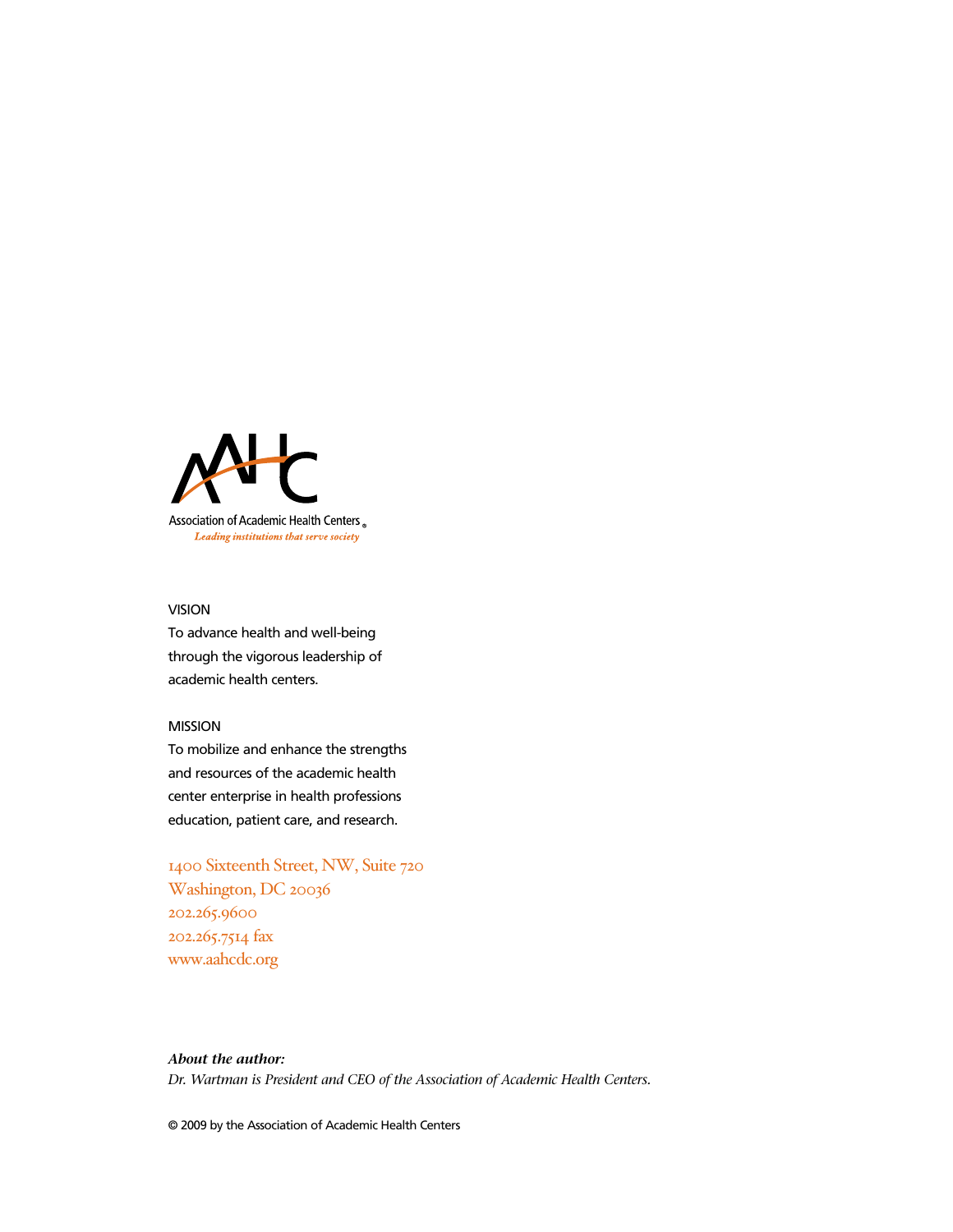Association of Academic Health Centers®

*Leading institutions that serve society*

VISION

To advance health and well-being through the vigorous leadership of academic health centers.

MISSION

To mobilize and enhance the strengths and resources of the academic health center enterprise in health professions education, patient care, and research.

1400 Sixteenth Street, NW, Suite 720
Washington, DC 20036
202.265.9600
202.265.7514 fax
www.aahcdc.org

***About the author:***
*Dr. Wartman is President and CEO of the Association of Academic Health Centers.*

© 2009 by the Association of Academic Health Centers